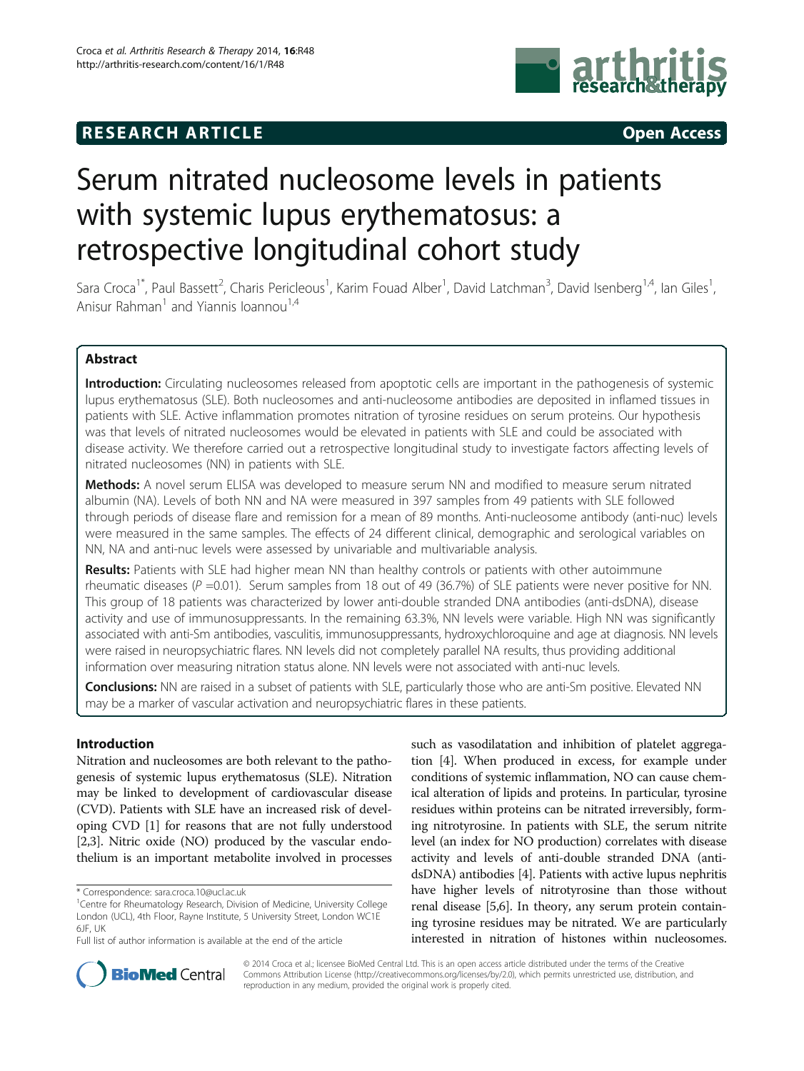RESEARCH ARTICLE

Open Access

# Serum nitrated nucleosome levels in patients with systemic lupus erythematosus: a retrospective longitudinal cohort study

Sara Croca[1*], Paul Bassett[2], Charis Pericleous[1], Karim Fouad Alber[1], David Latchman[3], David Isenberg[1,4], Ian Giles[1], Anisur Rahman[1] and Yiannis Ioannou[1,4]

## Abstract

**Introduction:** Circulating nucleosomes released from apoptotic cells are important in the pathogenesis of systemic lupus erythematosus (SLE). Both nucleosomes and anti-nucleosome antibodies are deposited in inflamed tissues in patients with SLE. Active inflammation promotes nitration of tyrosine residues on serum proteins. Our hypothesis was that levels of nitrated nucleosomes would be elevated in patients with SLE and could be associated with disease activity. We therefore carried out a retrospective longitudinal study to investigate factors affecting levels of nitrated nucleosomes (NN) in patients with SLE.

**Methods:** A novel serum ELISA was developed to measure serum NN and modified to measure serum nitrated albumin (NA). Levels of both NN and NA were measured in 397 samples from 49 patients with SLE followed through periods of disease flare and remission for a mean of 89 months. Anti-nucleosome antibody (anti-nuc) levels were measured in the same samples. The effects of 24 different clinical, demographic and serological variables on NN, NA and anti-nuc levels were assessed by univariable and multivariable analysis.

**Results:** Patients with SLE had higher mean NN than healthy controls or patients with other autoimmune rheumatic diseases ($P$ =0.01). Serum samples from 18 out of 49 (36.7%) of SLE patients were never positive for NN. This group of 18 patients was characterized by lower anti-double stranded DNA antibodies (anti-dsDNA), disease activity and use of immunosuppressants. In the remaining 63.3%, NN levels were variable. High NN was significantly associated with anti-Sm antibodies, vasculitis, immunosuppressants, hydroxychloroquine and age at diagnosis. NN levels were raised in neuropsychiatric flares. NN levels did not completely parallel NA results, thus providing additional information over measuring nitration status alone. NN levels were not associated with anti-nuc levels.

**Conclusions:** NN are raised in a subset of patients with SLE, particularly those who are anti-Sm positive. Elevated NN may be a marker of vascular activation and neuropsychiatric flares in these patients.

## Introduction

Nitration and nucleosomes are both relevant to the pathogenesis of systemic lupus erythematosus (SLE). Nitration may be linked to development of cardiovascular disease (CVD). Patients with SLE have an increased risk of developing CVD [1] for reasons that are not fully understood [2,3]. Nitric oxide (NO) produced by the vascular endothelium is an important metabolite involved in processes such as vasodilatation and inhibition of platelet aggregation [4]. When produced in excess, for example under conditions of systemic inflammation, NO can cause chemical alteration of lipids and proteins. In particular, tyrosine residues within proteins can be nitrated irreversibly, forming nitrotyrosine. In patients with SLE, the serum nitrite level (an index for NO production) correlates with disease activity and levels of anti-double stranded DNA (anti-dsDNA) antibodies [4]. Patients with active lupus nephritis have higher levels of nitrotyrosine than those without renal disease [5,6]. In theory, any serum protein containing tyrosine residues may be nitrated. We are particularly interested in nitration of histones within nucleosomes.

* Correspondence: sara.croca.10@ucl.ac.uk

[1] Centre for Rheumatology Research, Division of Medicine, University College London (UCL), 4th Floor, Rayne Institute, 5 University Street, London WC1E 6JF, UK

Full list of author information is available at the end of the article

© 2014 Croca et al.; licensee BioMed Central Ltd. This is an open access article distributed under the terms of the Creative Commons Attribution License (http://creativecommons.org/licenses/by/2.0), which permits unrestricted use, distribution, and reproduction in any medium, provided the original work is properly cited.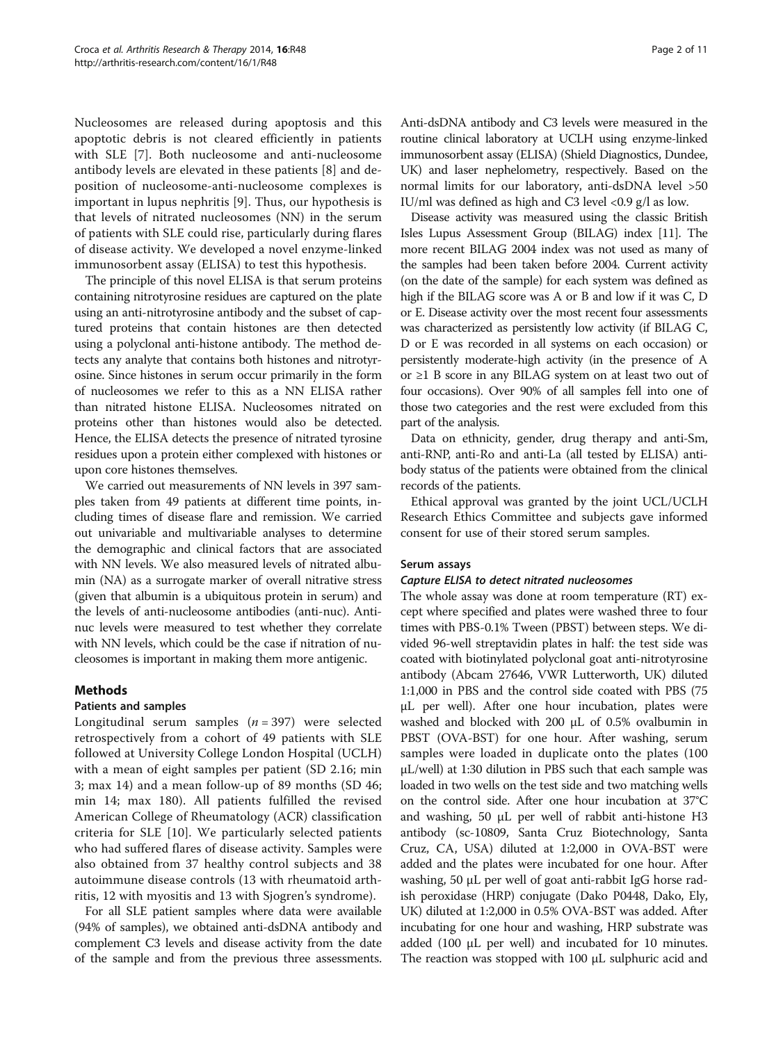Nucleosomes are released during apoptosis and this apoptotic debris is not cleared efficiently in patients with SLE [7]. Both nucleosome and anti-nucleosome antibody levels are elevated in these patients [8] and deposition of nucleosome-anti-nucleosome complexes is important in lupus nephritis [9]. Thus, our hypothesis is that levels of nitrated nucleosomes (NN) in the serum of patients with SLE could rise, particularly during flares of disease activity. We developed a novel enzyme-linked immunosorbent assay (ELISA) to test this hypothesis.

The principle of this novel ELISA is that serum proteins containing nitrotyrosine residues are captured on the plate using an anti-nitrotyrosine antibody and the subset of captured proteins that contain histones are then detected using a polyclonal anti-histone antibody. The method detects any analyte that contains both histones and nitrotyrosine. Since histones in serum occur primarily in the form of nucleosomes we refer to this as a NN ELISA rather than nitrated histone ELISA. Nucleosomes nitrated on proteins other than histones would also be detected. Hence, the ELISA detects the presence of nitrated tyrosine residues upon a protein either complexed with histones or upon core histones themselves.

We carried out measurements of NN levels in 397 samples taken from 49 patients at different time points, including times of disease flare and remission. We carried out univariable and multivariable analyses to determine the demographic and clinical factors that are associated with NN levels. We also measured levels of nitrated albumin (NA) as a surrogate marker of overall nitrative stress (given that albumin is a ubiquitous protein in serum) and the levels of anti-nucleosome antibodies (anti-nuc). Anti-nuc levels were measured to test whether they correlate with NN levels, which could be the case if nitration of nucleosomes is important in making them more antigenic.

## Methods

### Patients and samples

Longitudinal serum samples ($n = 397$) were selected retrospectively from a cohort of 49 patients with SLE followed at University College London Hospital (UCLH) with a mean of eight samples per patient (SD 2.16; min 3; max 14) and a mean follow-up of 89 months (SD 46; min 14; max 180). All patients fulfilled the revised American College of Rheumatology (ACR) classification criteria for SLE [10]. We particularly selected patients who had suffered flares of disease activity. Samples were also obtained from 37 healthy control subjects and 38 autoimmune disease controls (13 with rheumatoid arthritis, 12 with myositis and 13 with Sjogren's syndrome).

For all SLE patient samples where data were available (94% of samples), we obtained anti-dsDNA antibody and complement C3 levels and disease activity from the date of the sample and from the previous three assessments. Anti-dsDNA antibody and C3 levels were measured in the routine clinical laboratory at UCLH using enzyme-linked immunosorbent assay (ELISA) (Shield Diagnostics, Dundee, UK) and laser nephelometry, respectively. Based on the normal limits for our laboratory, anti-dsDNA level >50 IU/ml was defined as high and C3 level <0.9 g/l as low.

Disease activity was measured using the classic British Isles Lupus Assessment Group (BILAG) index [11]. The more recent BILAG 2004 index was not used as many of the samples had been taken before 2004. Current activity (on the date of the sample) for each system was defined as high if the BILAG score was A or B and low if it was C, D or E. Disease activity over the most recent four assessments was characterized as persistently low activity (if BILAG C, D or E was recorded in all systems on each occasion) or persistently moderate-high activity (in the presence of A or ≥1 B score in any BILAG system on at least two out of four occasions). Over 90% of all samples fell into one of those two categories and the rest were excluded from this part of the analysis.

Data on ethnicity, gender, drug therapy and anti-Sm, anti-RNP, anti-Ro and anti-La (all tested by ELISA) antibody status of the patients were obtained from the clinical records of the patients.

Ethical approval was granted by the joint UCL/UCLH Research Ethics Committee and subjects gave informed consent for use of their stored serum samples.

### Serum assays

#### *Capture ELISA to detect nitrated nucleosomes*

The whole assay was done at room temperature (RT) except where specified and plates were washed three to four times with PBS-0.1% Tween (PBST) between steps. We divided 96-well streptavidin plates in half: the test side was coated with biotinylated polyclonal goat anti-nitrotyrosine antibody (Abcam 27646, VWR Lutterworth, UK) diluted 1:1,000 in PBS and the control side coated with PBS (75 μL per well). After one hour incubation, plates were washed and blocked with 200 μL of 0.5% ovalbumin in PBST (OVA-BST) for one hour. After washing, serum samples were loaded in duplicate onto the plates (100 μL/well) at 1:30 dilution in PBS such that each sample was loaded in two wells on the test side and two matching wells on the control side. After one hour incubation at 37°C and washing, 50 μL per well of rabbit anti-histone H3 antibody (sc-10809, Santa Cruz Biotechnology, Santa Cruz, CA, USA) diluted at 1:2,000 in OVA-BST were added and the plates were incubated for one hour. After washing, 50 μL per well of goat anti-rabbit IgG horse radish peroxidase (HRP) conjugate (Dako P0448, Dako, Ely, UK) diluted at 1:2,000 in 0.5% OVA-BST was added. After incubating for one hour and washing, HRP substrate was added (100 μL per well) and incubated for 10 minutes. The reaction was stopped with 100 μL sulphuric acid and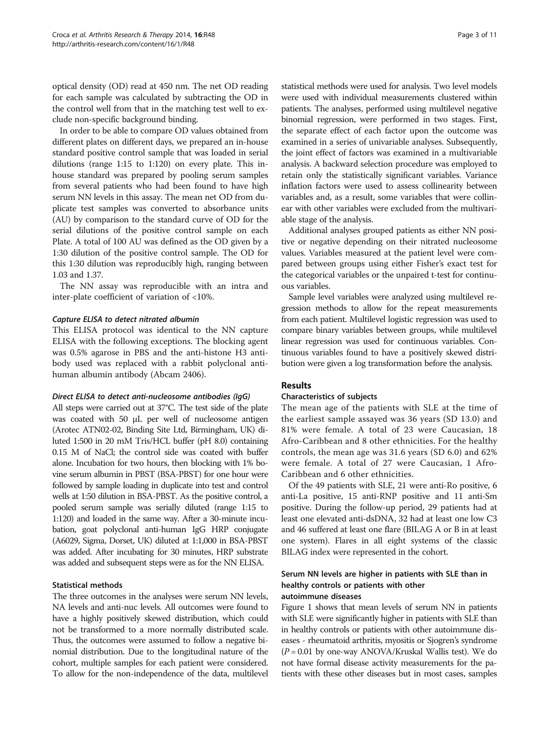optical density (OD) read at 450 nm. The net OD reading for each sample was calculated by subtracting the OD in the control well from that in the matching test well to exclude non-specific background binding.

In order to be able to compare OD values obtained from different plates on different days, we prepared an in-house standard positive control sample that was loaded in serial dilutions (range 1:15 to 1:120) on every plate. This in-house standard was prepared by pooling serum samples from several patients who had been found to have high serum NN levels in this assay. The mean net OD from duplicate test samples was converted to absorbance units (AU) by comparison to the standard curve of OD for the serial dilutions of the positive control sample on each Plate. A total of 100 AU was defined as the OD given by a 1:30 dilution of the positive control sample. The OD for this 1:30 dilution was reproducibly high, ranging between 1.03 and 1.37.

The NN assay was reproducible with an intra and inter-plate coefficient of variation of <10%.

#### *Capture ELISA to detect nitrated albumin*

This ELISA protocol was identical to the NN capture ELISA with the following exceptions. The blocking agent was 0.5% agarose in PBS and the anti-histone H3 antibody used was replaced with a rabbit polyclonal anti-human albumin antibody (Abcam 2406).

#### *Direct ELISA to detect anti-nucleosome antibodies (IgG)*

All steps were carried out at 37°C. The test side of the plate was coated with 50 μL per well of nucleosome antigen (Arotec ATN02-02, Binding Site Ltd, Birmingham, UK) diluted 1:500 in 20 mM Tris/HCL buffer (pH 8.0) containing 0.15 M of NaCl; the control side was coated with buffer alone. Incubation for two hours, then blocking with 1% bovine serum albumin in PBST (BSA-PBST) for one hour were followed by sample loading in duplicate into test and control wells at 1:50 dilution in BSA-PBST. As the positive control, a pooled serum sample was serially diluted (range 1:15 to 1:120) and loaded in the same way. After a 30-minute incubation, goat polyclonal anti-human IgG HRP conjugate (A6029, Sigma, Dorset, UK) diluted at 1:1,000 in BSA-PBST was added. After incubating for 30 minutes, HRP substrate was added and subsequent steps were as for the NN ELISA.

### Statistical methods

The three outcomes in the analyses were serum NN levels, NA levels and anti-nuc levels. All outcomes were found to have a highly positively skewed distribution, which could not be transformed to a more normally distributed scale. Thus, the outcomes were assumed to follow a negative binomial distribution. Due to the longitudinal nature of the cohort, multiple samples for each patient were considered. To allow for the non-independence of the data, multilevel statistical methods were used for analysis. Two level models were used with individual measurements clustered within patients. The analyses, performed using multilevel negative binomial regression, were performed in two stages. First, the separate effect of each factor upon the outcome was examined in a series of univariable analyses. Subsequently, the joint effect of factors was examined in a multivariable analysis. A backward selection procedure was employed to retain only the statistically significant variables. Variance inflation factors were used to assess collinearity between variables and, as a result, some variables that were collinear with other variables were excluded from the multivariable stage of the analysis.

Additional analyses grouped patients as either NN positive or negative depending on their nitrated nucleosome values. Variables measured at the patient level were compared between groups using either Fisher's exact test for the categorical variables or the unpaired t-test for continuous variables.

Sample level variables were analyzed using multilevel regression methods to allow for the repeat measurements from each patient. Multilevel logistic regression was used to compare binary variables between groups, while multilevel linear regression was used for continuous variables. Continuous variables found to have a positively skewed distribution were given a log transformation before the analysis.

## Results

### Characteristics of subjects

The mean age of the patients with SLE at the time of the earliest sample assayed was 36 years (SD 13.0) and 81% were female. A total of 23 were Caucasian, 18 Afro-Caribbean and 8 other ethnicities. For the healthy controls, the mean age was 31.6 years (SD 6.0) and 62% were female. A total of 27 were Caucasian, 1 Afro-Caribbean and 6 other ethnicities.

Of the 49 patients with SLE, 21 were anti-Ro positive, 6 anti-La positive, 15 anti-RNP positive and 11 anti-Sm positive. During the follow-up period, 29 patients had at least one elevated anti-dsDNA, 32 had at least one low C3 and 46 suffered at least one flare (BILAG A or B in at least one system). Flares in all eight systems of the classic BILAG index were represented in the cohort.

### Serum NN levels are higher in patients with SLE than in healthy controls or patients with other autoimmune diseases

Figure 1 shows that mean levels of serum NN in patients with SLE were significantly higher in patients with SLE than in healthy controls or patients with other autoimmune diseases - rheumatoid arthritis, myositis or Sjogren's syndrome ($P = 0.01$ by one-way ANOVA/Kruskal Wallis test). We do not have formal disease activity measurements for the patients with these other diseases but in most cases, samples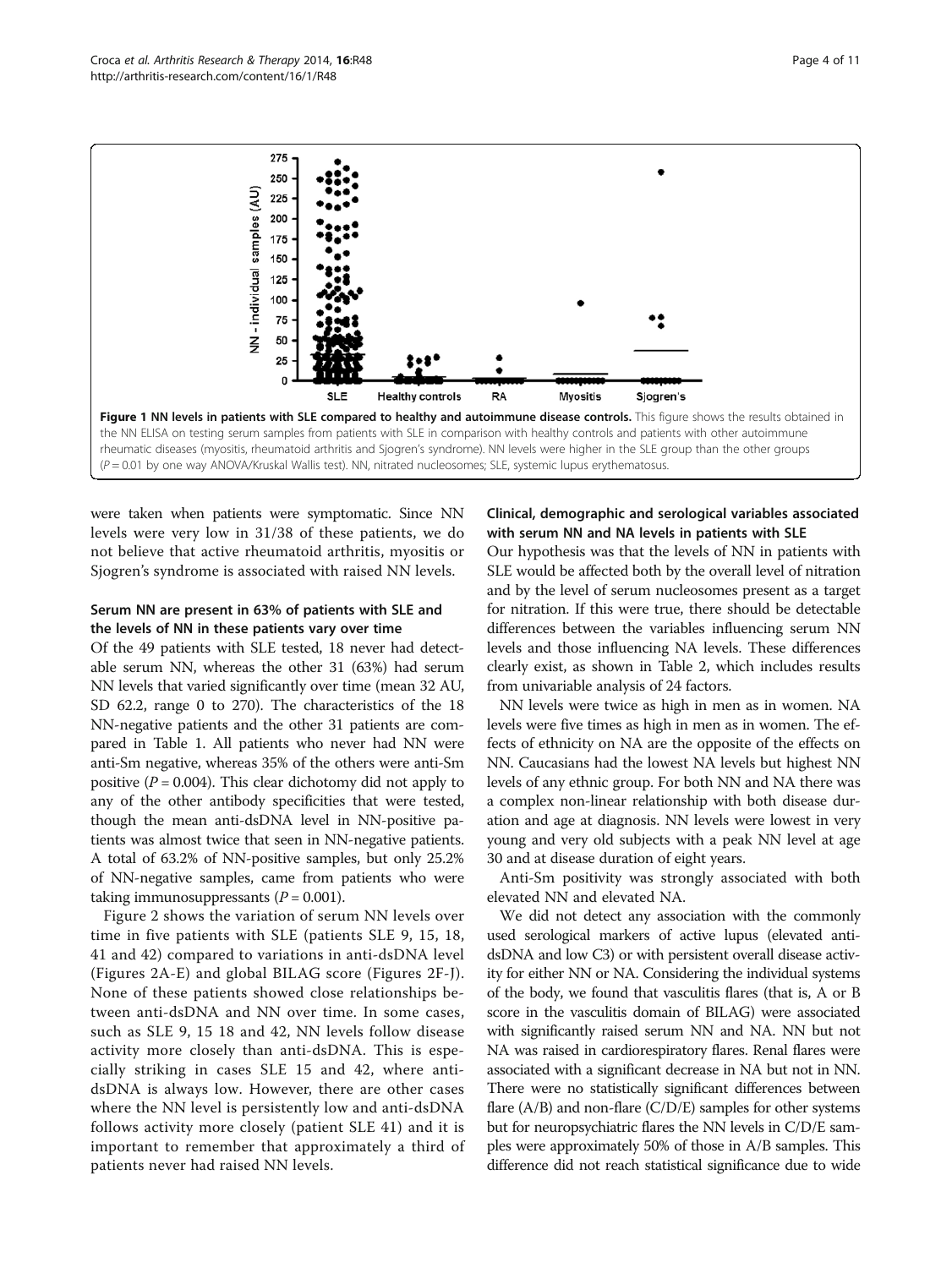**Figure 1 NN levels in patients with SLE compared to healthy and autoimmune disease controls.** This figure shows the results obtained in the NN ELISA on testing serum samples from patients with SLE in comparison with healthy controls and patients with other autoimmune rheumatic diseases (myositis, rheumatoid arthritis and Sjogren's syndrome). NN levels were higher in the SLE group than the other groups ($P = 0.01$ by one way ANOVA/Kruskal Wallis test). NN, nitrated nucleosomes; SLE, systemic lupus erythematosus.

were taken when patients were symptomatic. Since NN levels were very low in 31/38 of these patients, we do not believe that active rheumatoid arthritis, myositis or Sjogren's syndrome is associated with raised NN levels.

### Serum NN are present in 63% of patients with SLE and the levels of NN in these patients vary over time

Of the 49 patients with SLE tested, 18 never had detectable serum NN, whereas the other 31 (63%) had serum NN levels that varied significantly over time (mean 32 AU, SD 62.2, range 0 to 270). The characteristics of the 18 NN-negative patients and the other 31 patients are compared in Table 1. All patients who never had NN were anti-Sm negative, whereas 35% of the others were anti-Sm positive ($P = 0.004$). This clear dichotomy did not apply to any of the other antibody specificities that were tested, though the mean anti-dsDNA level in NN-positive patients was almost twice that seen in NN-negative patients. A total of 63.2% of NN-positive samples, but only 25.2% of NN-negative samples, came from patients who were taking immunosuppressants ($P = 0.001$).

Figure 2 shows the variation of serum NN levels over time in five patients with SLE (patients SLE 9, 15, 18, 41 and 42) compared to variations in anti-dsDNA level (Figures 2A-E) and global BILAG score (Figures 2F-J). None of these patients showed close relationships between anti-dsDNA and NN over time. In some cases, such as SLE 9, 15 18 and 42, NN levels follow disease activity more closely than anti-dsDNA. This is especially striking in cases SLE 15 and 42, where anti-dsDNA is always low. However, there are other cases where the NN level is persistently low and anti-dsDNA follows activity more closely (patient SLE 41) and it is important to remember that approximately a third of patients never had raised NN levels.

### Clinical, demographic and serological variables associated with serum NN and NA levels in patients with SLE

Our hypothesis was that the levels of NN in patients with SLE would be affected both by the overall level of nitration and by the level of serum nucleosomes present as a target for nitration. If this were true, there should be detectable differences between the variables influencing serum NN levels and those influencing NA levels. These differences clearly exist, as shown in Table 2, which includes results from univariable analysis of 24 factors.

NN levels were twice as high in men as in women. NA levels were five times as high in men as in women. The effects of ethnicity on NA are the opposite of the effects on NN. Caucasians had the lowest NA levels but highest NN levels of any ethnic group. For both NN and NA there was a complex non-linear relationship with both disease duration and age at diagnosis. NN levels were lowest in very young and very old subjects with a peak NN level at age 30 and at disease duration of eight years.

Anti-Sm positivity was strongly associated with both elevated NN and elevated NA.

We did not detect any association with the commonly used serological markers of active lupus (elevated anti-dsDNA and low C3) or with persistent overall disease activity for either NN or NA. Considering the individual systems of the body, we found that vasculitis flares (that is, A or B score in the vasculitis domain of BILAG) were associated with significantly raised serum NN and NA. NN but not NA was raised in cardiorespiratory flares. Renal flares were associated with a significant decrease in NA but not in NN. There were no statistically significant differences between flare (A/B) and non-flare (C/D/E) samples for other systems but for neuropsychiatric flares the NN levels in C/D/E samples were approximately 50% of those in A/B samples. This difference did not reach statistical significance due to wide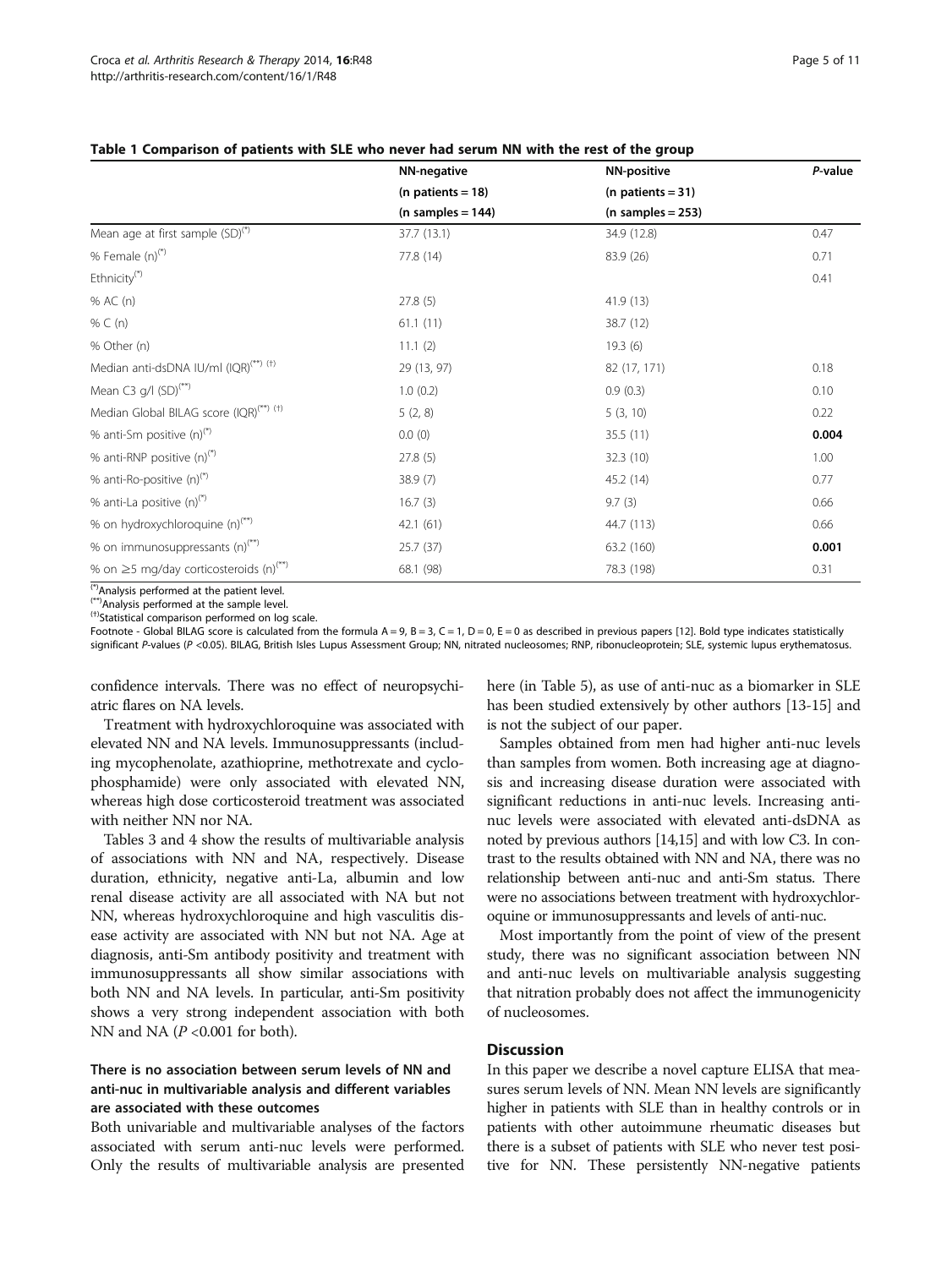**Table 1 Comparison of patients with SLE who never had serum NN with the rest of the group**

| | NN-negative (n patients = 18) (n samples = 144) | NN-positive (n patients = 31) (n samples = 253) | *P*-value |
|---|---|---|---|
| Mean age at first sample (SD)(*) | 37.7 (13.1) | 34.9 (12.8) | 0.47 |
| % Female (n)(*) | 77.8 (14) | 83.9 (26) | 0.71 |
| Ethnicity(*) | | | 0.41 |
| % AC (n) | 27.8 (5) | 41.9 (13) | |
| % C (n) | 61.1 (11) | 38.7 (12) | |
| % Other (n) | 11.1 (2) | 19.3 (6) | |
| Median anti-dsDNA IU/ml (IQR)(**) (†) | 29 (13, 97) | 82 (17, 171) | 0.18 |
| Mean C3 g/l (SD)(**) | 1.0 (0.2) | 0.9 (0.3) | 0.10 |
| Median Global BILAG score (IQR)(**) (†) | 5 (2, 8) | 5 (3, 10) | 0.22 |
| % anti-Sm positive (n)(*) | 0.0 (0) | 35.5 (11) | **0.004** |
| % anti-RNP positive (n)(*) | 27.8 (5) | 32.3 (10) | 1.00 |
| % anti-Ro-positive (n)(*) | 38.9 (7) | 45.2 (14) | 0.77 |
| % anti-La positive (n)(*) | 16.7 (3) | 9.7 (3) | 0.66 |
| % on hydroxychloroquine (n)(**) | 42.1 (61) | 44.7 (113) | 0.66 |
| % on immunosuppressants (n)(**) | 25.7 (37) | 63.2 (160) | **0.001** |
| % on ≥5 mg/day corticosteroids (n)(**) | 68.1 (98) | 78.3 (198) | 0.31 |

(*)Analysis performed at the patient level.
(**)Analysis performed at the sample level.
(†)Statistical comparison performed on log scale.
Footnote - Global BILAG score is calculated from the formula A = 9, B = 3, C = 1, D = 0, E = 0 as described in previous papers [12]. Bold type indicates statistically significant *P*-values (*P* <0.05). BILAG, British Isles Lupus Assessment Group; NN, nitrated nucleosomes; RNP, ribonucleoprotein; SLE, systemic lupus erythematosus.

confidence intervals. There was no effect of neuropsychiatric flares on NA levels.

Treatment with hydroxychloroquine was associated with elevated NN and NA levels. Immunosuppressants (including mycophenolate, azathioprine, methotrexate and cyclophosphamide) were only associated with elevated NN, whereas high dose corticosteroid treatment was associated with neither NN nor NA.

Tables 3 and 4 show the results of multivariable analysis of associations with NN and NA, respectively. Disease duration, ethnicity, negative anti-La, albumin and low renal disease activity are all associated with NA but not NN, whereas hydroxychloroquine and high vasculitis disease activity are associated with NN but not NA. Age at diagnosis, anti-Sm antibody positivity and treatment with immunosuppressants all show similar associations with both NN and NA levels. In particular, anti-Sm positivity shows a very strong independent association with both NN and NA (*P* <0.001 for both).

### There is no association between serum levels of NN and anti-nuc in multivariable analysis and different variables are associated with these outcomes

Both univariable and multivariable analyses of the factors associated with serum anti-nuc levels were performed. Only the results of multivariable analysis are presented here (in Table 5), as use of anti-nuc as a biomarker in SLE has been studied extensively by other authors [13-15] and is not the subject of our paper.

Samples obtained from men had higher anti-nuc levels than samples from women. Both increasing age at diagnosis and increasing disease duration were associated with significant reductions in anti-nuc levels. Increasing anti-nuc levels were associated with elevated anti-dsDNA as noted by previous authors [14,15] and with low C3. In contrast to the results obtained with NN and NA, there was no relationship between anti-nuc and anti-Sm status. There were no associations between treatment with hydroxychloroquine or immunosuppressants and levels of anti-nuc.

Most importantly from the point of view of the present study, there was no significant association between NN and anti-nuc levels on multivariable analysis suggesting that nitration probably does not affect the immunogenicity of nucleosomes.

## Discussion

In this paper we describe a novel capture ELISA that measures serum levels of NN. Mean NN levels are significantly higher in patients with SLE than in healthy controls or in patients with other autoimmune rheumatic diseases but there is a subset of patients with SLE who never test positive for NN. These persistently NN-negative patients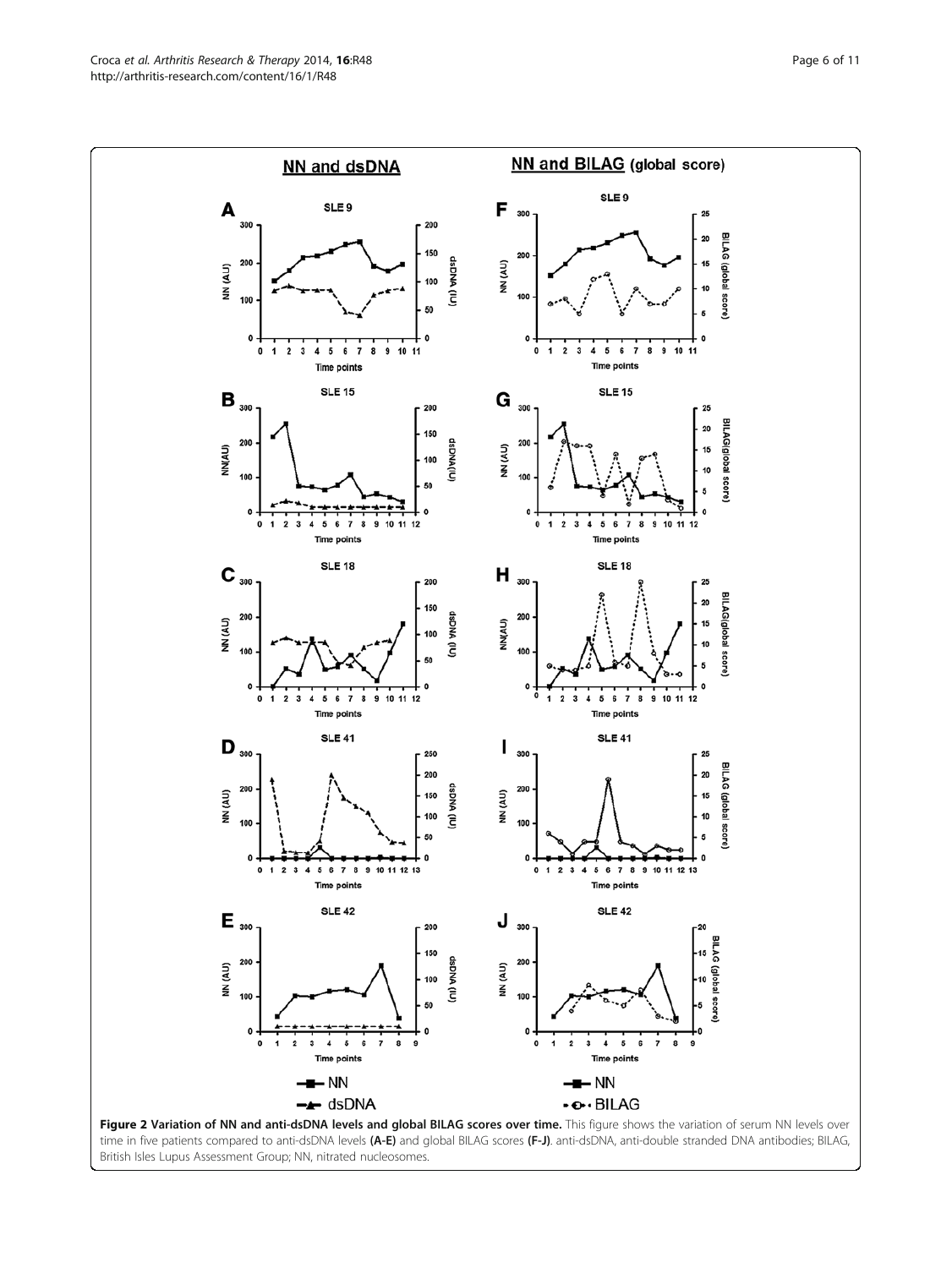**Figure 2 Variation of NN and anti-dsDNA levels and global BILAG scores over time.** This figure shows the variation of serum NN levels over time in five patients compared to anti-dsDNA levels **(A-E)** and global BILAG scores **(F-J)**. anti-dsDNA, anti-double stranded DNA antibodies; BILAG, British Isles Lupus Assessment Group; NN, nitrated nucleosomes.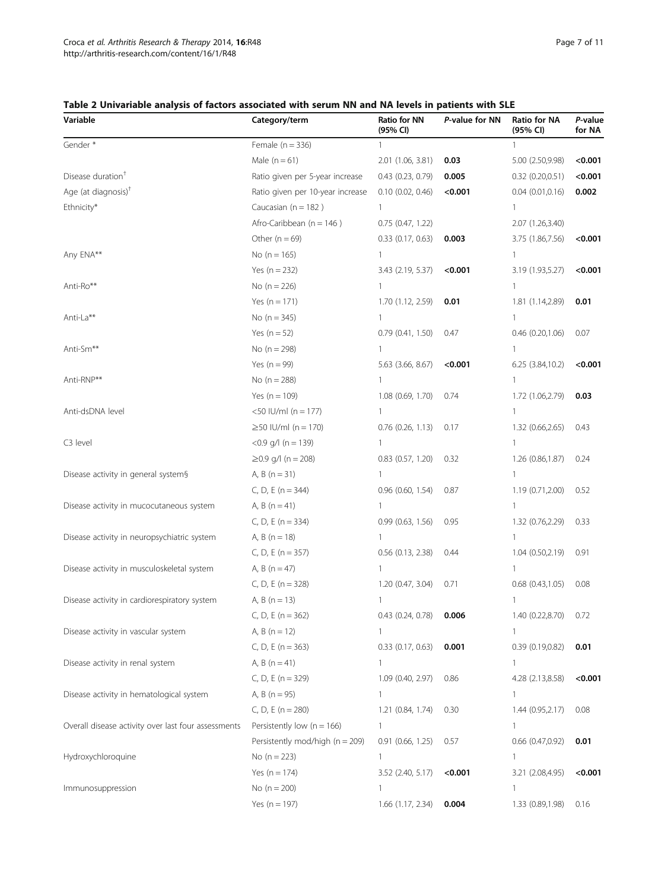**Table 2 Univariable analysis of factors associated with serum NN and NA levels in patients with SLE**

| Variable | Category/term | Ratio for NN (95% CI) | *P*-value for NN | Ratio for NA (95% CI) | *P*-value for NA |
|---|---|---|---|---|---|
| Gender * | Female (n = 336) | 1 | | 1 | |
| | Male (n = 61) | 2.01 (1.06, 3.81) | **0.03** | 5.00 (2.50,9.98) | **<0.001** |
| Disease duration[†] | Ratio given per 5-year increase | 0.43 (0.23, 0.79) | **0.005** | 0.32 (0.20,0.51) | **<0.001** |
| Age (at diagnosis)[†] | Ratio given per 10-year increase | 0.10 (0.02, 0.46) | **<0.001** | 0.04 (0.01,0.16) | **0.002** |
| Ethnicity* | Caucasian (n = 182 ) | 1 | | 1 | |
| | Afro-Caribbean (n = 146 ) | 0.75 (0.47, 1.22) | | 2.07 (1.26,3.40) | |
| | Other (n = 69) | 0.33 (0.17, 0.63) | **0.003** | 3.75 (1.86,7.56) | **<0.001** |
| Any ENA** | No (n = 165) | 1 | | 1 | |
| | Yes (n = 232) | 3.43 (2.19, 5.37) | **<0.001** | 3.19 (1.93,5.27) | **<0.001** |
| Anti-Ro** | No (n = 226) | 1 | | 1 | |
| | Yes (n = 171) | 1.70 (1.12, 2.59) | **0.01** | 1.81 (1.14,2.89) | **0.01** |
| Anti-La** | No (n = 345) | 1 | | 1 | |
| | Yes (n = 52) | 0.79 (0.41, 1.50) | 0.47 | 0.46 (0.20,1.06) | 0.07 |
| Anti-Sm** | No (n = 298) | 1 | | 1 | |
| | Yes (n = 99) | 5.63 (3.66, 8.67) | **<0.001** | 6.25 (3.84,10.2) | **<0.001** |
| Anti-RNP** | No (n = 288) | 1 | | 1 | |
| | Yes (n = 109) | 1.08 (0.69, 1.70) | 0.74 | 1.72 (1.06,2.79) | **0.03** |
| Anti-dsDNA level | <50 IU/ml (n = 177) | 1 | | 1 | |
| | ≥50 IU/ml (n = 170) | 0.76 (0.26, 1.13) | 0.17 | 1.32 (0.66,2.65) | 0.43 |
| C3 level | <0.9 g/l (n = 139) | 1 | | 1 | |
| | ≥0.9 g/l (n = 208) | 0.83 (0.57, 1.20) | 0.32 | 1.26 (0.86,1.87) | 0.24 |
| Disease activity in general system§ | A, B (n = 31) | 1 | | 1 | |
| | C, D, E (n = 344) | 0.96 (0.60, 1.54) | 0.87 | 1.19 (0.71,2.00) | 0.52 |
| Disease activity in mucocutaneous system | A, B (n = 41) | 1 | | 1 | |
| | C, D, E (n = 334) | 0.99 (0.63, 1.56) | 0.95 | 1.32 (0.76,2.29) | 0.33 |
| Disease activity in neuropsychiatric system | A, B (n = 18) | 1 | | 1 | |
| | C, D, E (n = 357) | 0.56 (0.13, 2.38) | 0.44 | 1.04 (0.50,2.19) | 0.91 |
| Disease activity in musculoskeletal system | A, B (n = 47) | 1 | | 1 | |
| | C, D, E (n = 328) | 1.20 (0.47, 3.04) | 0.71 | 0.68 (0.43,1.05) | 0.08 |
| Disease activity in cardiorespiratory system | A, B (n = 13) | 1 | | 1 | |
| | C, D, E (n = 362) | 0.43 (0.24, 0.78) | **0.006** | 1.40 (0.22,8.70) | 0.72 |
| Disease activity in vascular system | A, B (n = 12) | 1 | | 1 | |
| | C, D, E (n = 363) | 0.33 (0.17, 0.63) | **0.001** | 0.39 (0.19,0.82) | **0.01** |
| Disease activity in renal system | A, B (n = 41) | 1 | | 1 | |
| | C, D, E (n = 329) | 1.09 (0.40, 2.97) | 0.86 | 4.28 (2.13,8.58) | **<0.001** |
| Disease activity in hematological system | A, B (n = 95) | 1 | | 1 | |
| | C, D, E (n = 280) | 1.21 (0.84, 1.74) | 0.30 | 1.44 (0.95,2.17) | 0.08 |
| Overall disease activity over last four assessments | Persistently low (n = 166) | 1 | | 1 | |
| | Persistently mod/high (n = 209) | 0.91 (0.66, 1.25) | 0.57 | 0.66 (0.47,0.92) | **0.01** |
| Hydroxychloroquine | No (n = 223) | 1 | | 1 | |
| | Yes (n = 174) | 3.52 (2.40, 5.17) | **<0.001** | 3.21 (2.08,4.95) | **<0.001** |
| Immunosuppression | No (n = 200) | 1 | | 1 | |
| | Yes (n = 197) | 1.66 (1.17, 2.34) | **0.004** | 1.33 (0.89,1.98) | 0.16 |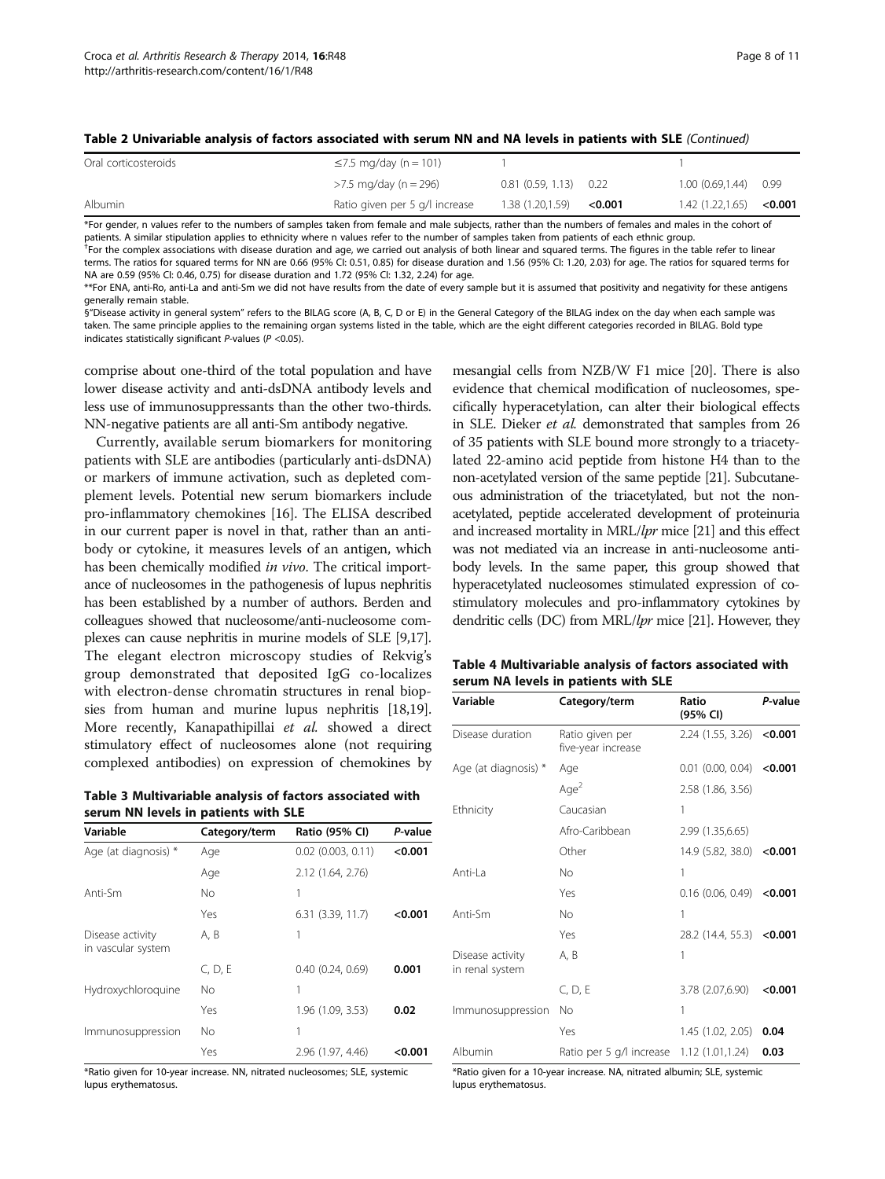**Table 2 Univariable analysis of factors associated with serum NN and NA levels in patients with SLE** *(Continued)*

| | | | | | |
|---|---|---|---|---|---|
| Oral corticosteroids | ≤7.5 mg/day (n = 101) | 1 | | 1 | |
| | >7.5 mg/day (n = 296) | 0.81 (0.59, 1.13) | 0.22 | 1.00 (0.69,1.44) | 0.99 |
| Albumin | Ratio given per 5 g/l increase | 1.38 (1.20,1.59) | **<0.001** | 1.42 (1.22,1.65) | **<0.001** |

*For gender, n values refer to the numbers of samples taken from female and male subjects, rather than the numbers of females and males in the cohort of patients. A similar stipulation applies to ethnicity where n values refer to the number of samples taken from patients of each ethnic group.
†For the complex associations with disease duration and age, we carried out analysis of both linear and squared terms. The figures in the table refer to linear terms. The ratios for squared terms for NN are 0.66 (95% CI: 0.51, 0.85) for disease duration and 1.56 (95% CI: 1.20, 2.03) for age. The ratios for squared terms for NA are 0.59 (95% CI: 0.46, 0.75) for disease duration and 1.72 (95% CI: 1.32, 2.24) for age.
**For ENA, anti-Ro, anti-La and anti-Sm we did not have results from the date of every sample but it is assumed that positivity and negativity for these antigens generally remain stable.
§"Disease activity in general system" refers to the BILAG score (A, B, C, D or E) in the General Category of the BILAG index on the day when each sample was taken. The same principle applies to the remaining organ systems listed in the table, which are the eight different categories recorded in BILAG. Bold type indicates statistically significant *P*-values (*P* <0.05).

comprise about one-third of the total population and have lower disease activity and anti-dsDNA antibody levels and less use of immunosuppressants than the other two-thirds. NN-negative patients are all anti-Sm antibody negative.

Currently, available serum biomarkers for monitoring patients with SLE are antibodies (particularly anti-dsDNA) or markers of immune activation, such as depleted complement levels. Potential new serum biomarkers include pro-inflammatory chemokines [16]. The ELISA described in our current paper is novel in that, rather than an antibody or cytokine, it measures levels of an antigen, which has been chemically modified *in vivo*. The critical importance of nucleosomes in the pathogenesis of lupus nephritis has been established by a number of authors. Berden and colleagues showed that nucleosome/anti-nucleosome complexes can cause nephritis in murine models of SLE [9,17]. The elegant electron microscopy studies of Rekvig's group demonstrated that deposited IgG co-localizes with electron-dense chromatin structures in renal biopsies from human and murine lupus nephritis [18,19]. More recently, Kanapathipillai *et al.* showed a direct stimulatory effect of nucleosomes alone (not requiring complexed antibodies) on expression of chemokines by mesangial cells from NZB/W F1 mice [20]. There is also evidence that chemical modification of nucleosomes, specifically hyperacetylation, can alter their biological effects in SLE. Dieker *et al.* demonstrated that samples from 26 of 35 patients with SLE bound more strongly to a triacetylated 22-amino acid peptide from histone H4 than to the non-acetylated version of the same peptide [21]. Subcutaneous administration of the triacetylated, but not the non-acetylated, peptide accelerated development of proteinuria and increased mortality in MRL/*lpr* mice [21] and this effect was not mediated via an increase in anti-nucleosome antibody levels. In the same paper, this group showed that hyperacetylated nucleosomes stimulated expression of co-stimulatory molecules and pro-inflammatory cytokines by dendritic cells (DC) from MRL/*lpr* mice [21]. However, they

**Table 3 Multivariable analysis of factors associated with serum NN levels in patients with SLE**

| Variable | Category/term | Ratio (95% CI) | *P*-value |
|---|---|---|---|
| Age (at diagnosis) * | Age | 0.02 (0.003, 0.11) | **<0.001** |
| | Age | 2.12 (1.64, 2.76) | |
| Anti-Sm | No | 1 | |
| | Yes | 6.31 (3.39, 11.7) | **<0.001** |
| Disease activity in vascular system | A, B | 1 | |
| | C, D, E | 0.40 (0.24, 0.69) | **0.001** |
| Hydroxychloroquine | No | 1 | |
| | Yes | 1.96 (1.09, 3.53) | **0.02** |
| Immunosuppression | No | 1 | |
| | Yes | 2.96 (1.97, 4.46) | **<0.001** |

*Ratio given for 10-year increase. NN, nitrated nucleosomes; SLE, systemic lupus erythematosus.

**Table 4 Multivariable analysis of factors associated with serum NA levels in patients with SLE**

| Variable | Category/term | Ratio (95% CI) | *P*-value |
|---|---|---|---|
| Disease duration | Ratio given per five-year increase | 2.24 (1.55, 3.26) | **<0.001** |
| Age (at diagnosis) * | Age | 0.01 (0.00, 0.04) | **<0.001** |
| | $Age^2$ | 2.58 (1.86, 3.56) | |
| Ethnicity | Caucasian | 1 | |
| | Afro-Caribbean | 2.99 (1.35,6.65) | |
| | Other | 14.9 (5.82, 38.0) | **<0.001** |
| Anti-La | No | 1 | |
| | Yes | 0.16 (0.06, 0.49) | **<0.001** |
| Anti-Sm | No | 1 | |
| | Yes | 28.2 (14.4, 55.3) | **<0.001** |
| Disease activity in renal system | A, B | 1 | |
| | C, D, E | 3.78 (2.07,6.90) | **<0.001** |
| Immunosuppression | No | 1 | |
| | Yes | 1.45 (1.02, 2.05) | **0.04** |
| Albumin | Ratio per 5 g/l increase | 1.12 (1.01,1.24) | **0.03** |

*Ratio given for a 10-year increase. NA, nitrated albumin; SLE, systemic lupus erythematosus.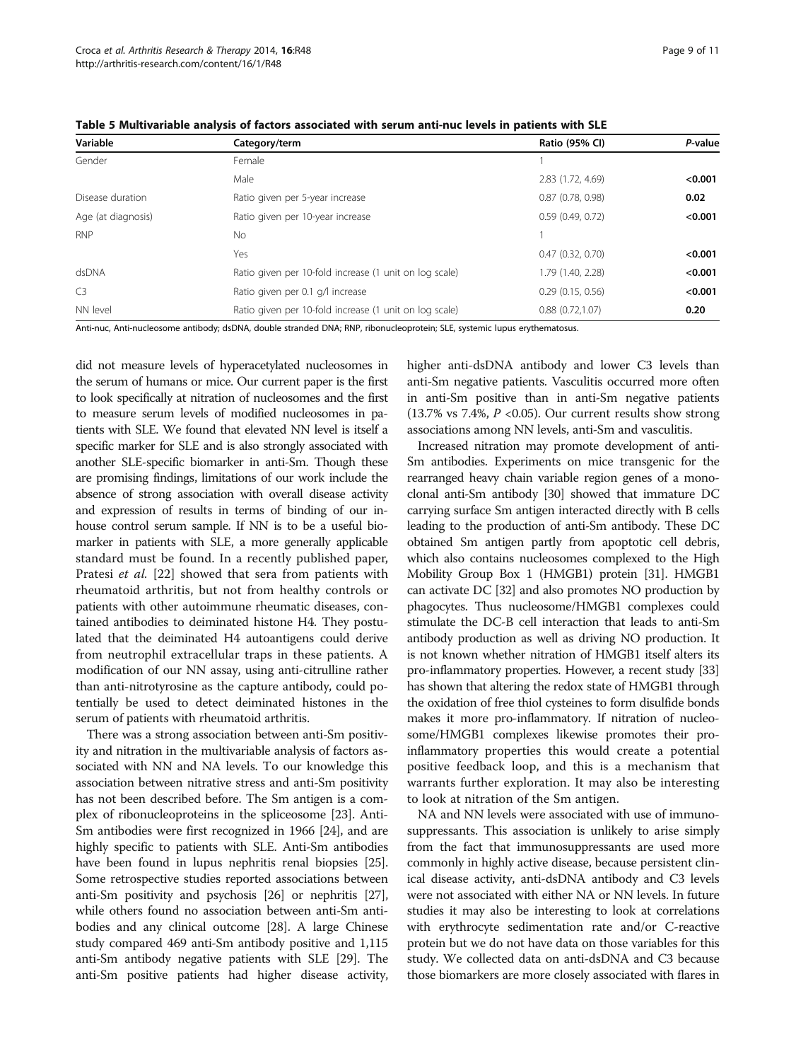**Table 5 Multivariable analysis of factors associated with serum anti-nuc levels in patients with SLE**

| Variable | Category/term | Ratio (95% CI) | *P*-value |
|---|---|---|---|
| Gender | Female | 1 | |
| | Male | 2.83 (1.72, 4.69) | **<0.001** |
| Disease duration | Ratio given per 5-year increase | 0.87 (0.78, 0.98) | **0.02** |
| Age (at diagnosis) | Ratio given per 10-year increase | 0.59 (0.49, 0.72) | **<0.001** |
| RNP | No | 1 | |
| | Yes | 0.47 (0.32, 0.70) | **<0.001** |
| dsDNA | Ratio given per 10-fold increase (1 unit on log scale) | 1.79 (1.40, 2.28) | **<0.001** |
| C3 | Ratio given per 0.1 g/l increase | 0.29 (0.15, 0.56) | **<0.001** |
| NN level | Ratio given per 10-fold increase (1 unit on log scale) | 0.88 (0.72,1.07) | **0.20** |

Anti-nuc, Anti-nucleosome antibody; dsDNA, double stranded DNA; RNP, ribonucleoprotein; SLE, systemic lupus erythematosus.

did not measure levels of hyperacetylated nucleosomes in the serum of humans or mice. Our current paper is the first to look specifically at nitration of nucleosomes and the first to measure serum levels of modified nucleosomes in patients with SLE. We found that elevated NN level is itself a specific marker for SLE and is also strongly associated with another SLE-specific biomarker in anti-Sm. Though these are promising findings, limitations of our work include the absence of strong association with overall disease activity and expression of results in terms of binding of our in-house control serum sample. If NN is to be a useful biomarker in patients with SLE, a more generally applicable standard must be found. In a recently published paper, Pratesi *et al.* [22] showed that sera from patients with rheumatoid arthritis, but not from healthy controls or patients with other autoimmune rheumatic diseases, contained antibodies to deiminated histone H4. They postulated that the deiminated H4 autoantigens could derive from neutrophil extracellular traps in these patients. A modification of our NN assay, using anti-citrulline rather than anti-nitrotyrosine as the capture antibody, could potentially be used to detect deiminated histones in the serum of patients with rheumatoid arthritis.

There was a strong association between anti-Sm positivity and nitration in the multivariable analysis of factors associated with NN and NA levels. To our knowledge this association between nitrative stress and anti-Sm positivity has not been described before. The Sm antigen is a complex of ribonucleoproteins in the spliceosome [23]. Anti-Sm antibodies were first recognized in 1966 [24], and are highly specific to patients with SLE. Anti-Sm antibodies have been found in lupus nephritis renal biopsies [25]. Some retrospective studies reported associations between anti-Sm positivity and psychosis [26] or nephritis [27], while others found no association between anti-Sm antibodies and any clinical outcome [28]. A large Chinese study compared 469 anti-Sm antibody positive and 1,115 anti-Sm antibody negative patients with SLE [29]. The anti-Sm positive patients had higher disease activity, higher anti-dsDNA antibody and lower C3 levels than anti-Sm negative patients. Vasculitis occurred more often in anti-Sm positive than in anti-Sm negative patients (13.7% vs 7.4%, $P < 0.05$). Our current results show strong associations among NN levels, anti-Sm and vasculitis.

Increased nitration may promote development of anti-Sm antibodies. Experiments on mice transgenic for the rearranged heavy chain variable region genes of a monoclonal anti-Sm antibody [30] showed that immature DC carrying surface Sm antigen interacted directly with B cells leading to the production of anti-Sm antibody. These DC obtained Sm antigen partly from apoptotic cell debris, which also contains nucleosomes complexed to the High Mobility Group Box 1 (HMGB1) protein [31]. HMGB1 can activate DC [32] and also promotes NO production by phagocytes. Thus nucleosome/HMGB1 complexes could stimulate the DC-B cell interaction that leads to anti-Sm antibody production as well as driving NO production. It is not known whether nitration of HMGB1 itself alters its pro-inflammatory properties. However, a recent study [33] has shown that altering the redox state of HMGB1 through the oxidation of free thiol cysteines to form disulfide bonds makes it more pro-inflammatory. If nitration of nucleosome/HMGB1 complexes likewise promotes their pro-inflammatory properties this would create a potential positive feedback loop, and this is a mechanism that warrants further exploration. It may also be interesting to look at nitration of the Sm antigen.

NA and NN levels were associated with use of immunosuppressants. This association is unlikely to arise simply from the fact that immunosuppressants are used more commonly in highly active disease, because persistent clinical disease activity, anti-dsDNA antibody and C3 levels were not associated with either NA or NN levels. In future studies it may also be interesting to look at correlations with erythrocyte sedimentation rate and/or C-reactive protein but we do not have data on those variables for this study. We collected data on anti-dsDNA and C3 because those biomarkers are more closely associated with flares in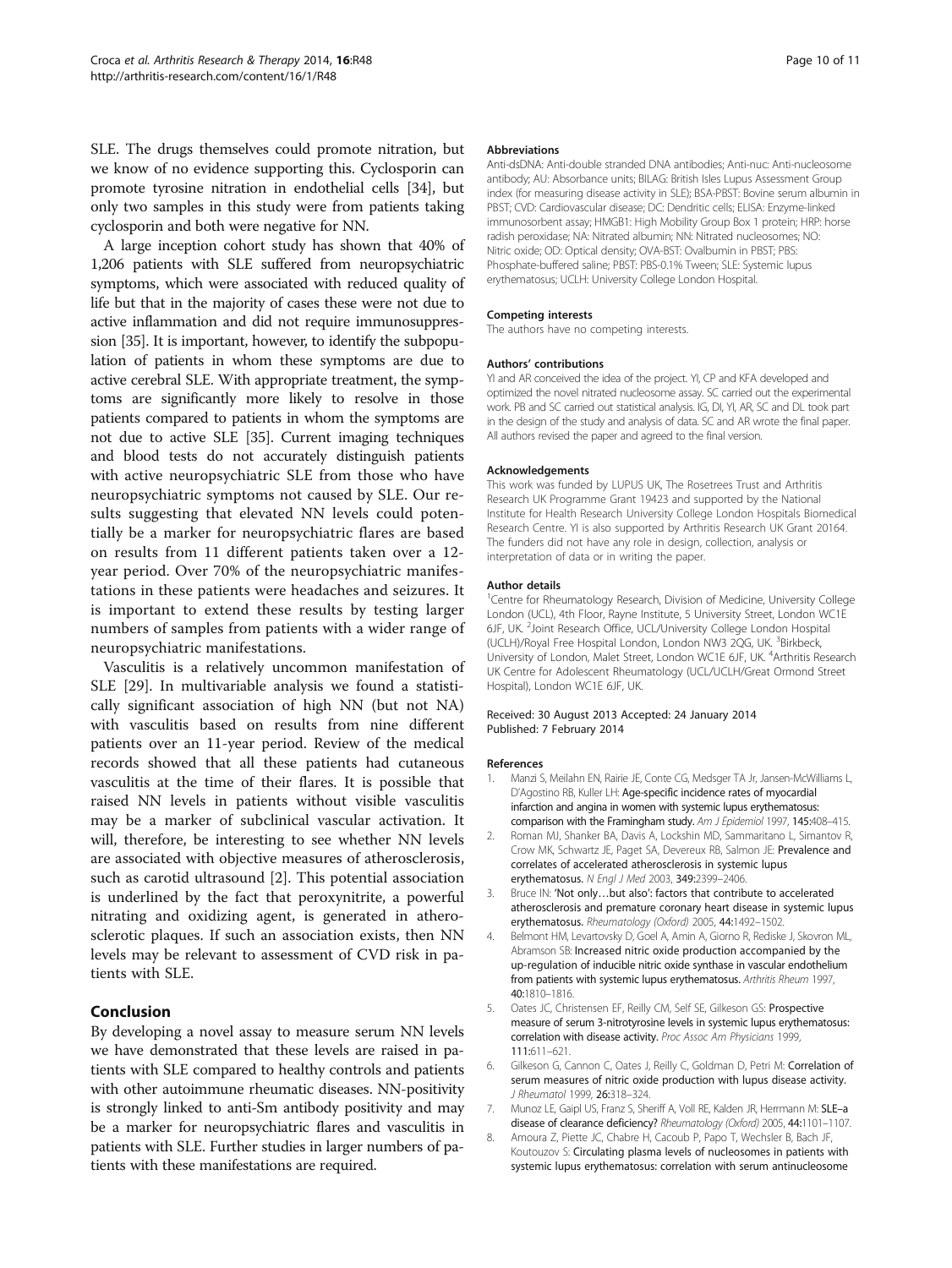SLE. The drugs themselves could promote nitration, but we know of no evidence supporting this. Cyclosporin can promote tyrosine nitration in endothelial cells [34], but only two samples in this study were from patients taking cyclosporin and both were negative for NN.

A large inception cohort study has shown that 40% of 1,206 patients with SLE suffered from neuropsychiatric symptoms, which were associated with reduced quality of life but that in the majority of cases these were not due to active inflammation and did not require immunosuppression [35]. It is important, however, to identify the subpopulation of patients in whom these symptoms are due to active cerebral SLE. With appropriate treatment, the symptoms are significantly more likely to resolve in those patients compared to patients in whom the symptoms are not due to active SLE [35]. Current imaging techniques and blood tests do not accurately distinguish patients with active neuropsychiatric SLE from those who have neuropsychiatric symptoms not caused by SLE. Our results suggesting that elevated NN levels could potentially be a marker for neuropsychiatric flares are based on results from 11 different patients taken over a 12-year period. Over 70% of the neuropsychiatric manifestations in these patients were headaches and seizures. It is important to extend these results by testing larger numbers of samples from patients with a wider range of neuropsychiatric manifestations.

Vasculitis is a relatively uncommon manifestation of SLE [29]. In multivariable analysis we found a statistically significant association of high NN (but not NA) with vasculitis based on results from nine different patients over an 11-year period. Review of the medical records showed that all these patients had cutaneous vasculitis at the time of their flares. It is possible that raised NN levels in patients without visible vasculitis may be a marker of subclinical vascular activation. It will, therefore, be interesting to see whether NN levels are associated with objective measures of atherosclerosis, such as carotid ultrasound [2]. This potential association is underlined by the fact that peroxynitrite, a powerful nitrating and oxidizing agent, is generated in atherosclerotic plaques. If such an association exists, then NN levels may be relevant to assessment of CVD risk in patients with SLE.

## Conclusion

By developing a novel assay to measure serum NN levels we have demonstrated that these levels are raised in patients with SLE compared to healthy controls and patients with other autoimmune rheumatic diseases. NN-positivity is strongly linked to anti-Sm antibody positivity and may be a marker for neuropsychiatric flares and vasculitis in patients with SLE. Further studies in larger numbers of patients with these manifestations are required.

#### Abbreviations

Anti-dsDNA: Anti-double stranded DNA antibodies; Anti-nuc: Anti-nucleosome antibody; AU: Absorbance units; BILAG: British Isles Lupus Assessment Group index (for measuring disease activity in SLE); BSA-PBST: Bovine serum albumin in PBST; CVD: Cardiovascular disease; DC: Dendritic cells; ELISA: Enzyme-linked immunosorbent assay; HMGB1: High Mobility Group Box 1 protein; HRP: horse radish peroxidase; NA: Nitrated albumin; NN: Nitrated nucleosomes; NO: Nitric oxide; OD: Optical density; OVA-BST: Ovalbumin in PBST; PBS: Phosphate-buffered saline; PBST: PBS-0.1% Tween; SLE: Systemic lupus erythematosus; UCLH: University College London Hospital.

#### Competing interests

The authors have no competing interests.

#### Authors' contributions

YI and AR conceived the idea of the project. YI, CP and KFA developed and optimized the novel nitrated nucleosome assay. SC carried out the experimental work. PB and SC carried out statistical analysis. IG, DI, YI, AR, SC and DL took part in the design of the study and analysis of data. SC and AR wrote the final paper. All authors revised the paper and agreed to the final version.

#### Acknowledgements

This work was funded by LUPUS UK, The Rosetrees Trust and Arthritis Research UK Programme Grant 19423 and supported by the National Institute for Health Research University College London Hospitals Biomedical Research Centre. YI is also supported by Arthritis Research UK Grant 20164. The funders did not have any role in design, collection, analysis or interpretation of data or in writing the paper.

#### Author details

[1]Centre for Rheumatology Research, Division of Medicine, University College London (UCL), 4th Floor, Rayne Institute, 5 University Street, London WC1E 6JF, UK. [2]Joint Research Office, UCL/University College London Hospital (UCLH)/Royal Free Hospital London, London NW3 2QG, UK. [3]Birkbeck, University of London, Malet Street, London WC1E 6JF, UK. [4]Arthritis Research UK Centre for Adolescent Rheumatology (UCL/UCLH/Great Ormond Street Hospital), London WC1E 6JF, UK.

Received: 30 August 2013 Accepted: 24 January 2014
Published: 7 February 2014

#### References

1. Manzi S, Meilahn EN, Rairie JE, Conte CG, Medsger TA Jr, Jansen-McWilliams L, D'Agostino RB, Kuller LH: **Age-specific incidence rates of myocardial infarction and angina in women with systemic lupus erythematosus: comparison with the Framingham study.** *Am J Epidemiol* 1997, **145:**408–415.
2. Roman MJ, Shanker BA, Davis A, Lockshin MD, Sammaritano L, Simantov R, Crow MK, Schwartz JE, Paget SA, Devereux RB, Salmon JE: **Prevalence and correlates of accelerated atherosclerosis in systemic lupus erythematosus.** *N Engl J Med* 2003, **349:**2399–2406.
3. Bruce IN: **'Not only…but also': factors that contribute to accelerated atherosclerosis and premature coronary heart disease in systemic lupus erythematosus.** *Rheumatology (Oxford)* 2005, **44:**1492–1502.
4. Belmont HM, Levartovsky D, Goel A, Amin A, Giorno R, Rediske J, Skovron ML, Abramson SB: **Increased nitric oxide production accompanied by the up-regulation of inducible nitric oxide synthase in vascular endothelium from patients with systemic lupus erythematosus.** *Arthritis Rheum* 1997, **40:**1810–1816.
5. Oates JC, Christensen EF, Reilly CM, Self SE, Gilkeson GS: **Prospective measure of serum 3-nitrotyrosine levels in systemic lupus erythematosus: correlation with disease activity.** *Proc Assoc Am Physicians* 1999, **111:**611–621.
6. Gilkeson G, Cannon C, Oates J, Reilly C, Goldman D, Petri M: **Correlation of serum measures of nitric oxide production with lupus disease activity.** *J Rheumatol* 1999, **26:**318–324.
7. Munoz LE, Gaipl US, Franz S, Sheriff A, Voll RE, Kalden JR, Herrmann M: **SLE–a disease of clearance deficiency?** *Rheumatology (Oxford)* 2005, **44:**1101–1107.
8. Amoura Z, Piette JC, Chabre H, Cacoub P, Papo T, Wechsler B, Bach JF, Koutouzov S: **Circulating plasma levels of nucleosomes in patients with systemic lupus erythematosus: correlation with serum antinucleosome**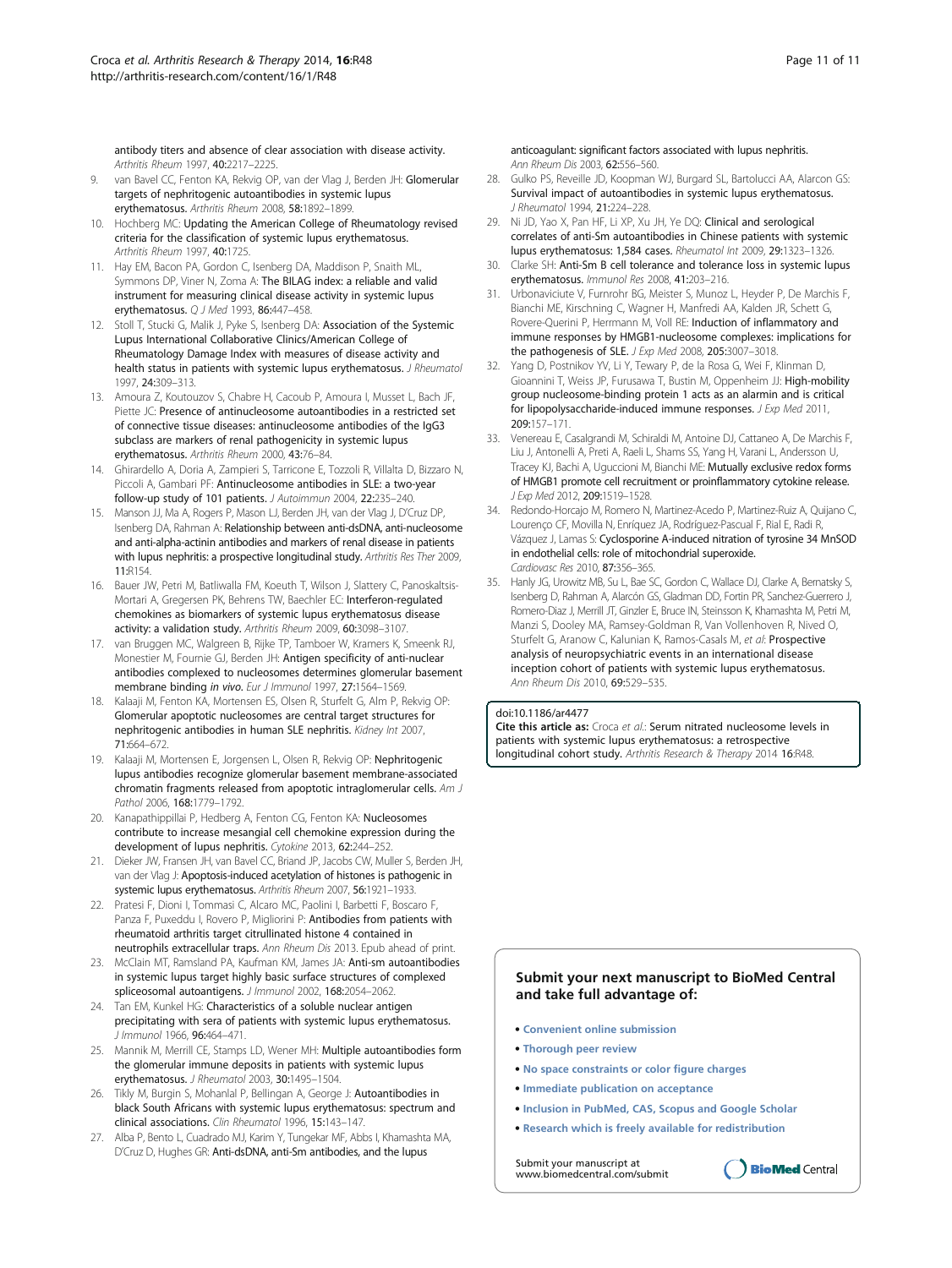antibody titers and absence of clear association with disease activity. *Arthritis Rheum* 1997, **40:**2217–2225.

9. van Bavel CC, Fenton KA, Rekvig OP, van der Vlag J, Berden JH: **Glomerular targets of nephritogenic autoantibodies in systemic lupus erythematosus.** *Arthritis Rheum* 2008, **58:**1892–1899.
10. Hochberg MC: **Updating the American College of Rheumatology revised criteria for the classification of systemic lupus erythematosus.** *Arthritis Rheum* 1997, **40:**1725.
11. Hay EM, Bacon PA, Gordon C, Isenberg DA, Maddison P, Snaith ML, Symmons DP, Viner N, Zoma A: **The BILAG index: a reliable and valid instrument for measuring clinical disease activity in systemic lupus erythematosus.** *Q J Med* 1993, **86:**447–458.
12. Stoll T, Stucki G, Malik J, Pyke S, Isenberg DA: **Association of the Systemic Lupus International Collaborative Clinics/American College of Rheumatology Damage Index with measures of disease activity and health status in patients with systemic lupus erythematosus.** *J Rheumatol* 1997, **24:**309–313.
13. Amoura Z, Koutouzov S, Chabre H, Cacoub P, Amoura I, Musset L, Bach JF, Piette JC: **Presence of antinucleosome autoantibodies in a restricted set of connective tissue diseases: antinucleosome antibodies of the IgG3 subclass are markers of renal pathogenicity in systemic lupus erythematosus.** *Arthritis Rheum* 2000, **43:**76–84.
14. Ghirardello A, Doria A, Zampieri S, Tarricone E, Tozzoli R, Villalta D, Bizzaro N, Piccoli A, Gambari PF: **Antinucleosome antibodies in SLE: a two-year follow-up study of 101 patients.** *J Autoimmun* 2004, **22:**235–240.
15. Manson JJ, Ma A, Rogers P, Mason LJ, Berden JH, van der Vlag J, D'Cruz DP, Isenberg DA, Rahman A: **Relationship between anti-dsDNA, anti-nucleosome and anti-alpha-actinin antibodies and markers of renal disease in patients with lupus nephritis: a prospective longitudinal study.** *Arthritis Res Ther* 2009, **11:**R154.
16. Bauer JW, Petri M, Batliwalla FM, Koeuth T, Wilson J, Slattery C, Panoskaltsis-Mortari A, Gregersen PK, Behrens TW, Baechler EC: **Interferon-regulated chemokines as biomarkers of systemic lupus erythematosus disease activity: a validation study.** *Arthritis Rheum* 2009, **60:**3098–3107.
17. van Bruggen MC, Walgreen B, Rijke TP, Tamboer W, Kramers K, Smeenk RJ, Monestier M, Fournie GJ, Berden JH: **Antigen specificity of anti-nuclear antibodies complexed to nucleosomes determines glomerular basement membrane binding *in vivo*.** *Eur J Immunol* 1997, **27:**1564–1569.
18. Kalaaji M, Fenton KA, Mortensen ES, Olsen R, Sturfelt G, Alm P, Rekvig OP: **Glomerular apoptotic nucleosomes are central target structures for nephritogenic antibodies in human SLE nephritis.** *Kidney Int* 2007, **71:**664–672.
19. Kalaaji M, Mortensen E, Jorgensen L, Olsen R, Rekvig OP: **Nephritogenic lupus antibodies recognize glomerular basement membrane-associated chromatin fragments released from apoptotic intraglomerular cells.** *Am J Pathol* 2006, **168:**1779–1792.
20. Kanapathippillai P, Hedberg A, Fenton CG, Fenton KA: **Nucleosomes contribute to increase mesangial cell chemokine expression during the development of lupus nephritis.** *Cytokine* 2013, **62:**244–252.
21. Dieker JW, Fransen JH, van Bavel CC, Briand JP, Jacobs CW, Muller S, Berden JH, van der Vlag J: **Apoptosis-induced acetylation of histones is pathogenic in systemic lupus erythematosus.** *Arthritis Rheum* 2007, **56:**1921–1933.
22. Pratesi F, Dioni I, Tommasi C, Alcaro MC, Paolini I, Barbetti F, Boscaro F, Panza F, Puxeddu I, Rovero P, Migliorini P: **Antibodies from patients with rheumatoid arthritis target citrullinated histone 4 contained in neutrophils extracellular traps.** *Ann Rheum Dis* 2013. Epub ahead of print.
23. McClain MT, Ramsland PA, Kaufman KM, James JA: **Anti-sm autoantibodies in systemic lupus target highly basic surface structures of complexed spliceosomal autoantigens.** *J Immunol* 2002, **168:**2054–2062.
24. Tan EM, Kunkel HG: **Characteristics of a soluble nuclear antigen precipitating with sera of patients with systemic lupus erythematosus.** *J Immunol* 1966, **96:**464–471.
25. Mannik M, Merrill CE, Stamps LD, Wener MH: **Multiple autoantibodies form the glomerular immune deposits in patients with systemic lupus erythematosus.** *J Rheumatol* 2003, **30:**1495–1504.
26. Tikly M, Burgin S, Mohanlal P, Bellingan A, George J: **Autoantibodies in black South Africans with systemic lupus erythematosus: spectrum and clinical associations.** *Clin Rheumatol* 1996, **15:**143–147.
27. Alba P, Bento L, Cuadrado MJ, Karim Y, Tungekar MF, Abbs I, Khamashta MA, D'Cruz D, Hughes GR: **Anti-dsDNA, anti-Sm antibodies, and the lupus anticoagulant: significant factors associated with lupus nephritis.** *Ann Rheum Dis* 2003, **62:**556–560.
28. Gulko PS, Reveille JD, Koopman WJ, Burgard SL, Bartolucci AA, Alarcon GS: **Survival impact of autoantibodies in systemic lupus erythematosus.** *J Rheumatol* 1994, **21:**224–228.
29. Ni JD, Yao X, Pan HF, Li XP, Xu JH, Ye DQ: **Clinical and serological correlates of anti-Sm autoantibodies in Chinese patients with systemic lupus erythematosus: 1,584 cases.** *Rheumatol Int* 2009, **29:**1323–1326.
30. Clarke SH: **Anti-Sm B cell tolerance and tolerance loss in systemic lupus erythematosus.** *Immunol Res* 2008, **41:**203–216.
31. Urbonaviciute V, Furnrohr BG, Meister S, Munoz L, Heyder P, De Marchis F, Bianchi ME, Kirschning C, Wagner H, Manfredi AA, Kalden JR, Schett G, Rovere-Querini P, Herrmann M, Voll RE: **Induction of inflammatory and immune responses by HMGB1-nucleosome complexes: implications for the pathogenesis of SLE.** *J Exp Med* 2008, **205:**3007–3018.
32. Yang D, Postnikov YV, Li Y, Tewary P, de la Rosa G, Wei F, Klinman D, Gioannini T, Weiss JP, Furusawa T, Bustin M, Oppenheim JJ: **High-mobility group nucleosome-binding protein 1 acts as an alarmin and is critical for lipopolysaccharide-induced immune responses.** *J Exp Med* 2011, **209:**157–171.
33. Venereau E, Casalgrandi M, Schiraldi M, Antoine DJ, Cattaneo A, De Marchis F, Liu J, Antonelli A, Preti A, Raeli L, Shams SS, Yang H, Varani L, Andersson U, Tracey KJ, Bachi A, Uguccioni M, Bianchi ME: **Mutually exclusive redox forms of HMGB1 promote cell recruitment or proinflammatory cytokine release.** *J Exp Med* 2012, **209:**1519–1528.
34. Redondo-Horcajo M, Romero N, Martinez-Acedo P, Martinez-Ruiz A, Quijano C, Lourenço CF, Movilla N, Enríquez JA, Rodríguez-Pascual F, Rial E, Radi R, Vázquez J, Lamas S: **Cyclosporine A-induced nitration of tyrosine 34 MnSOD in endothelial cells: role of mitochondrial superoxide.** *Cardiovasc Res* 2010, **87:**356–365.
35. Hanly JG, Urowitz MB, Su L, Bae SC, Gordon C, Wallace DJ, Clarke A, Bernatsky S, Isenberg D, Rahman A, Alarcón GS, Gladman DD, Fortin PR, Sanchez-Guerrero J, Romero-Diaz J, Merrill JT, Ginzler E, Bruce IN, Steinsson K, Khamashta M, Petri M, Manzi S, Dooley MA, Ramsey-Goldman R, Van Vollenhoven R, Nived O, Sturfelt G, Aranow C, Kalunian K, Ramos-Casals M, *et al*: **Prospective analysis of neuropsychiatric events in an international disease inception cohort of patients with systemic lupus erythematosus.** *Ann Rheum Dis* 2010, **69:**529–535.

doi:10.1186/ar4477

**Cite this article as:** Croca *et al.*: Serum nitrated nucleosome levels in patients with systemic lupus erythematosus: a retrospective longitudinal cohort study. *Arthritis Research & Therapy* 2014 **16**:R48.

**Submit your next manuscript to BioMed Central and take full advantage of:**

- **Convenient online submission**
- **Thorough peer review**
- **No space constraints or color figure charges**
- **Immediate publication on acceptance**
- **Inclusion in PubMed, CAS, Scopus and Google Scholar**
- **Research which is freely available for redistribution**

Submit your manuscript at
www.biomedcentral.com/submit

BioMed Central